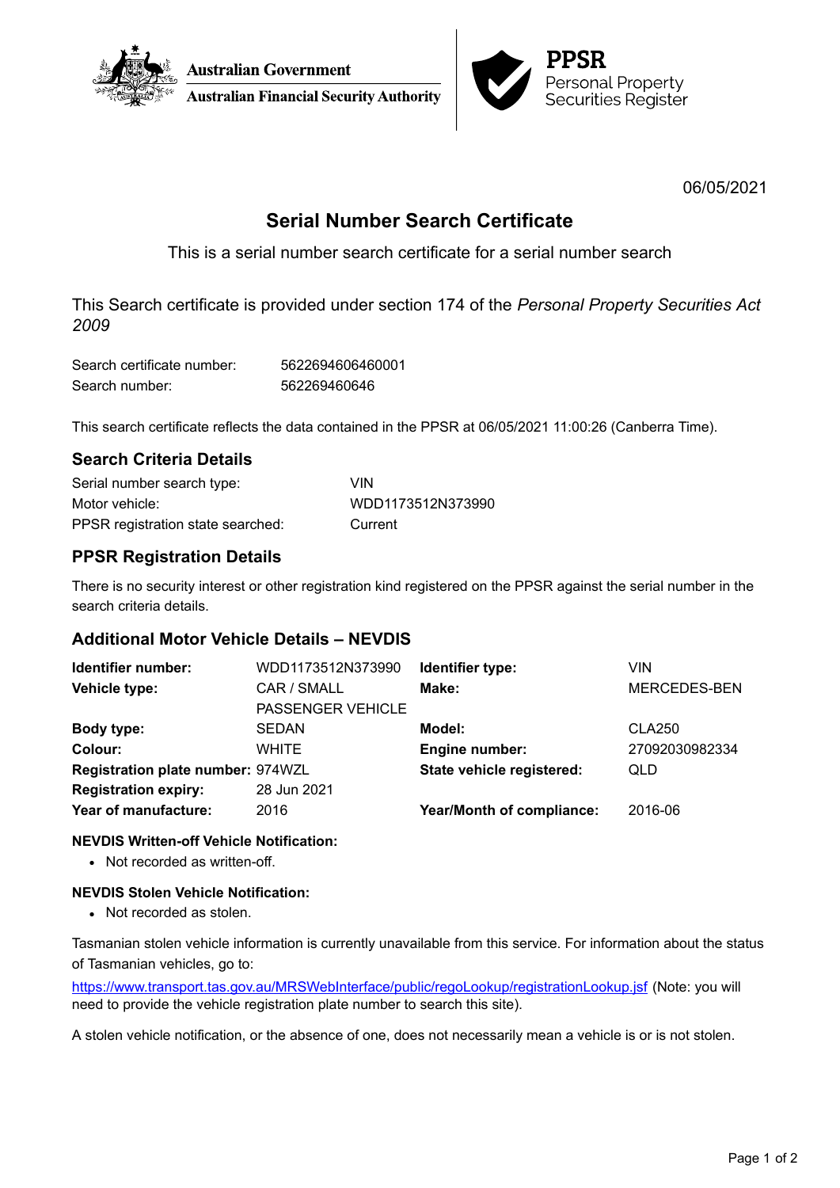Australian Government
Australian Financial Security Authority

**PPSR**
Personal Property Securities Register

06/05/2021

# Serial Number Search Certificate

This is a serial number search certificate for a serial number search

This Search certificate is provided under section 174 of the *Personal Property Securities Act 2009*

| | |
|---|---|
| Search certificate number: | 5622694606460001 |
| Search number: | 562269460646 |

This search certificate reflects the data contained in the PPSR at 06/05/2021 11:00:26 (Canberra Time).

## Search Criteria Details

| | |
|---|---|
| Serial number search type: | VIN |
| Motor vehicle: | WDD1173512N373990 |
| PPSR registration state searched: | Current |

## PPSR Registration Details

There is no security interest or other registration kind registered on the PPSR against the serial number in the search criteria details.

## Additional Motor Vehicle Details – NEVDIS

| | | | |
|---|---|---|---|
| **Identifier number:** | WDD1173512N373990 | **Identifier type:** | VIN |
| **Vehicle type:** | CAR / SMALL PASSENGER VEHICLE | **Make:** | MERCEDES-BEN |
| **Body type:** | SEDAN | **Model:** | CLA250 |
| **Colour:** | WHITE | **Engine number:** | 27092030982334 |
| **Registration plate number:** | 974WZL | **State vehicle registered:** | QLD |
| **Registration expiry:** | 28 Jun 2021 | | |
| **Year of manufacture:** | 2016 | **Year/Month of compliance:** | 2016-06 |

**NEVDIS Written-off Vehicle Notification:**

- Not recorded as written-off.

**NEVDIS Stolen Vehicle Notification:**

- Not recorded as stolen.

Tasmanian stolen vehicle information is currently unavailable from this service. For information about the status of Tasmanian vehicles, go to:

https://www.transport.tas.gov.au/MRSWebInterface/public/regoLookup/registrationLookup.jsf (Note: you will need to provide the vehicle registration plate number to search this site).

A stolen vehicle notification, or the absence of one, does not necessarily mean a vehicle is or is not stolen.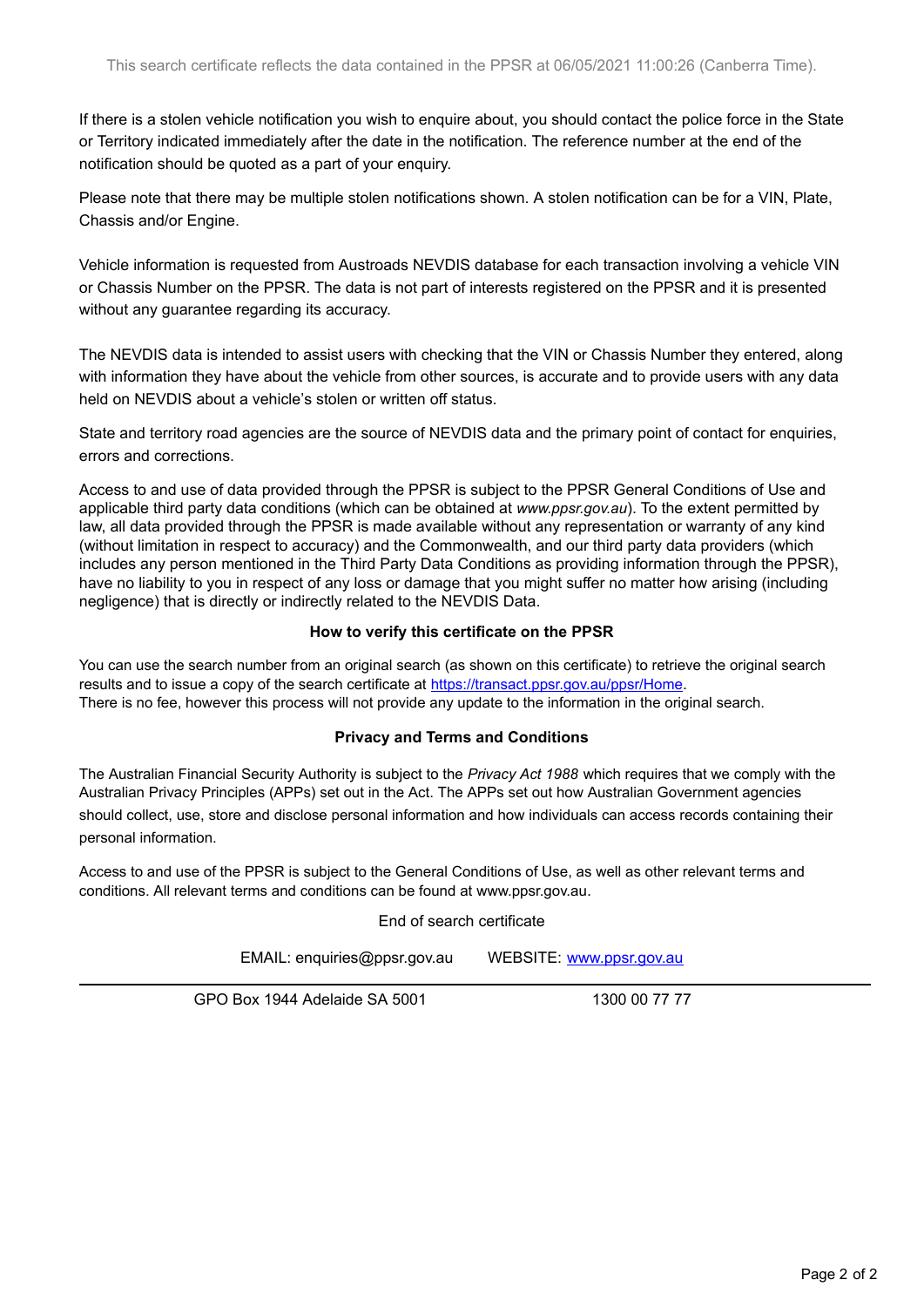This search certificate reflects the data contained in the PPSR at 06/05/2021 11:00:26 (Canberra Time).

If there is a stolen vehicle notification you wish to enquire about, you should contact the police force in the State or Territory indicated immediately after the date in the notification. The reference number at the end of the notification should be quoted as a part of your enquiry.

Please note that there may be multiple stolen notifications shown. A stolen notification can be for a VIN, Plate, Chassis and/or Engine.

Vehicle information is requested from Austroads NEVDIS database for each transaction involving a vehicle VIN or Chassis Number on the PPSR. The data is not part of interests registered on the PPSR and it is presented without any guarantee regarding its accuracy.

The NEVDIS data is intended to assist users with checking that the VIN or Chassis Number they entered, along with information they have about the vehicle from other sources, is accurate and to provide users with any data held on NEVDIS about a vehicle's stolen or written off status.

State and territory road agencies are the source of NEVDIS data and the primary point of contact for enquiries, errors and corrections.

Access to and use of data provided through the PPSR is subject to the PPSR General Conditions of Use and applicable third party data conditions (which can be obtained at *www.ppsr.gov.au*). To the extent permitted by law, all data provided through the PPSR is made available without any representation or warranty of any kind (without limitation in respect to accuracy) and the Commonwealth, and our third party data providers (which includes any person mentioned in the Third Party Data Conditions as providing information through the PPSR), have no liability to you in respect of any loss or damage that you might suffer no matter how arising (including negligence) that is directly or indirectly related to the NEVDIS Data.

**How to verify this certificate on the PPSR**

You can use the search number from an original search (as shown on this certificate) to retrieve the original search results and to issue a copy of the search certificate at https://transact.ppsr.gov.au/ppsr/Home.
There is no fee, however this process will not provide any update to the information in the original search.

**Privacy and Terms and Conditions**

The Australian Financial Security Authority is subject to the *Privacy Act 1988* which requires that we comply with the Australian Privacy Principles (APPs) set out in the Act. The APPs set out how Australian Government agencies should collect, use, store and disclose personal information and how individuals can access records containing their personal information.

Access to and use of the PPSR is subject to the General Conditions of Use, as well as other relevant terms and conditions. All relevant terms and conditions can be found at www.ppsr.gov.au.

End of search certificate

EMAIL: enquiries@ppsr.gov.au WEBSITE: www.ppsr.gov.au

GPO Box 1944 Adelaide SA 5001 1300 00 77 77